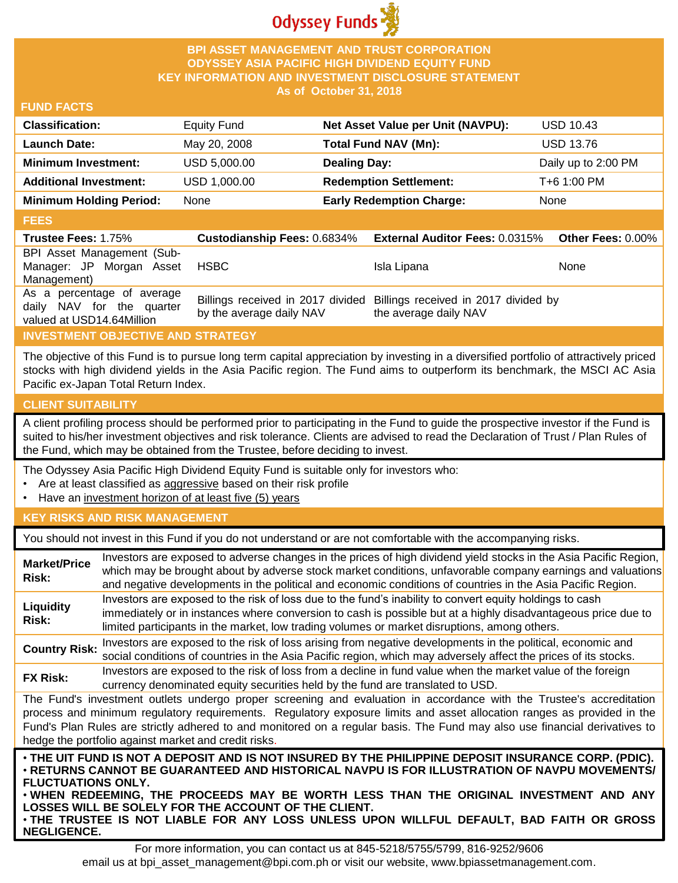Odyssey Funds

# BPI ASSET MANAGEMENT AND TRUST CORPORATION
# ODYSSEY ASIA PACIFIC HIGH DIVIDEND EQUITY FUND
# KEY INFORMATION AND INVESTMENT DISCLOSURE STATEMENT
## As of October 31, 2018

## FUND FACTS

| | | | |
|---|---|---|---|
| **Classification:** | Equity Fund | **Net Asset Value per Unit (NAVPU):** | USD 10.43 |
| **Launch Date:** | May 20, 2008 | **Total Fund NAV (Mn):** | USD 13.76 |
| **Minimum Investment:** | USD 5,000.00 | **Dealing Day:** | Daily up to 2:00 PM |
| **Additional Investment:** | USD 1,000.00 | **Redemption Settlement:** | T+6 1:00 PM |
| **Minimum Holding Period:** | None | **Early Redemption Charge:** | None |

## FEES

| **Trustee Fees:** 1.75% | **Custodianship Fees:** 0.6834% | **External Auditor Fees:** 0.0315% | **Other Fees:** 0.00% |
|---|---|---|---|
| BPI Asset Management (Sub-Manager: JP Morgan Asset Management) | HSBC | Isla Lipana | None |
| As a percentage of average daily NAV for the quarter valued at USD14.64Million | Billings received in 2017 divided by the average daily NAV | Billings received in 2017 divided by the average daily NAV | |

## INVESTMENT OBJECTIVE AND STRATEGY

The objective of this Fund is to pursue long term capital appreciation by investing in a diversified portfolio of attractively priced stocks with high dividend yields in the Asia Pacific region. The Fund aims to outperform its benchmark, the MSCI AC Asia Pacific ex-Japan Total Return Index.

## CLIENT SUITABILITY

A client profiling process should be performed prior to participating in the Fund to guide the prospective investor if the Fund is suited to his/her investment objectives and risk tolerance. Clients are advised to read the Declaration of Trust / Plan Rules of the Fund, which may be obtained from the Trustee, before deciding to invest.

The Odyssey Asia Pacific High Dividend Equity Fund is suitable only for investors who:

- Are at least classified as aggressive based on their risk profile
- Have an investment horizon of at least five (5) years

## KEY RISKS AND RISK MANAGEMENT

You should not invest in this Fund if you do not understand or are not comfortable with the accompanying risks.

| | |
|---|---|
| **Market/Price Risk:** | Investors are exposed to adverse changes in the prices of high dividend yield stocks in the Asia Pacific Region, which may be brought about by adverse stock market conditions, unfavorable company earnings and valuations and negative developments in the political and economic conditions of countries in the Asia Pacific Region. |
| **Liquidity Risk:** | Investors are exposed to the risk of loss due to the fund's inability to convert equity holdings to cash immediately or in instances where conversion to cash is possible but at a highly disadvantageous price due to limited participants in the market, low trading volumes or market disruptions, among others. |
| **Country Risk:** | Investors are exposed to the risk of loss arising from negative developments in the political, economic and social conditions of countries in the Asia Pacific region, which may adversely affect the prices of its stocks. |
| **FX Risk:** | Investors are exposed to the risk of loss from a decline in fund value when the market value of the foreign currency denominated equity securities held by the fund are translated to USD. |

The Fund's investment outlets undergo proper screening and evaluation in accordance with the Trustee's accreditation process and minimum regulatory requirements. Regulatory exposure limits and asset allocation ranges as provided in the Fund's Plan Rules are strictly adhered to and monitored on a regular basis. The Fund may also use financial derivatives to hedge the portfolio against market and credit risks.

**• THE UIT FUND IS NOT A DEPOSIT AND IS NOT INSURED BY THE PHILIPPINE DEPOSIT INSURANCE CORP. (PDIC).**
**• RETURNS CANNOT BE GUARANTEED AND HISTORICAL NAVPU IS FOR ILLUSTRATION OF NAVPU MOVEMENTS/ FLUCTUATIONS ONLY.**
**• WHEN REDEEMING, THE PROCEEDS MAY BE WORTH LESS THAN THE ORIGINAL INVESTMENT AND ANY LOSSES WILL BE SOLELY FOR THE ACCOUNT OF THE CLIENT.**
**• THE TRUSTEE IS NOT LIABLE FOR ANY LOSS UNLESS UPON WILLFUL DEFAULT, BAD FAITH OR GROSS NEGLIGENCE.**

For more information, you can contact us at 845-5218/5755/5799, 816-9252/9606
email us at bpi_asset_management@bpi.com.ph or visit our website, www.bpiassetmanagement.com.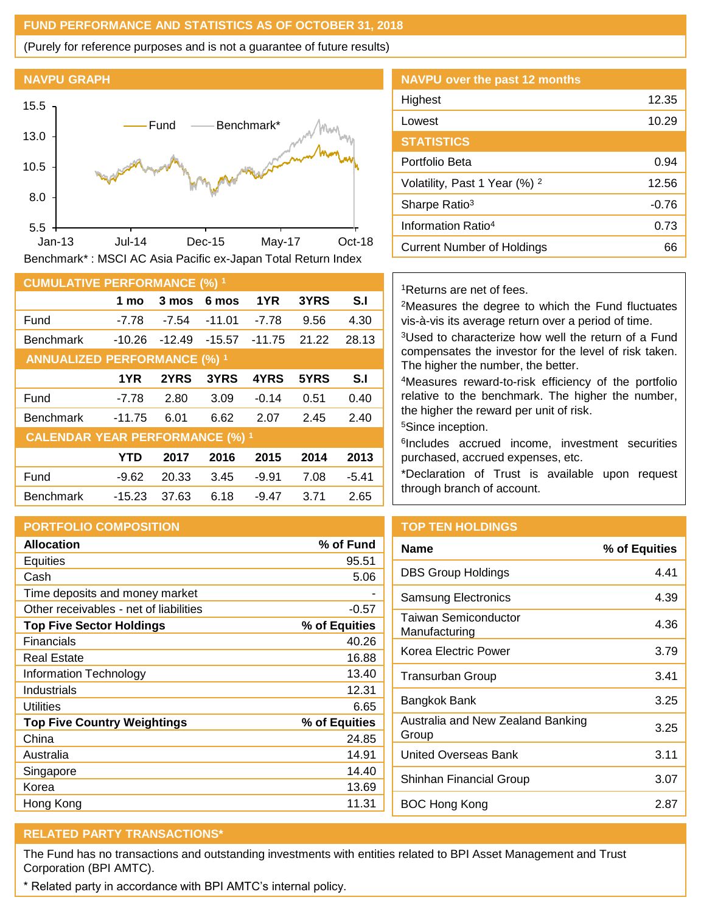## FUND PERFORMANCE AND STATISTICS AS OF OCTOBER 31, 2018

(Purely for reference purposes and is not a guarantee of future results)

### NAVPU GRAPH

Fund — Benchmark*

Benchmark* : MSCI AC Asia Pacific ex-Japan Total Return Index

### NAVPU over the past 12 months

| | |
|---|---|
| Highest | 12.35 |
| Lowest | 10.29 |

### STATISTICS

| | |
|---|---|
| Portfolio Beta | 0.94 |
| Volatility, Past 1 Year (%) [2] | 12.56 |
| Sharpe Ratio[3] | -0.76 |
| Information Ratio[4] | 0.73 |
| Current Number of Holdings | 66 |

### CUMULATIVE PERFORMANCE (%) [1]

| | 1 mo | 3 mos | 6 mos | 1YR | 3YRS | S.I |
|---|---|---|---|---|---|---|
| Fund | -7.78 | -7.54 | -11.01 | -7.78 | 9.56 | 4.30 |
| Benchmark | -10.26 | -12.49 | -15.57 | -11.75 | 21.22 | 28.13 |

### ANNUALIZED PERFORMANCE (%) [1]

| | 1YR | 2YRS | 3YRS | 4YRS | 5YRS | S.I |
|---|---|---|---|---|---|---|
| Fund | -7.78 | 2.80 | 3.09 | -0.14 | 0.51 | 0.40 |
| Benchmark | -11.75 | 6.01 | 6.62 | 2.07 | 2.45 | 2.40 |

### CALENDAR YEAR PERFORMANCE (%) [1]

| | YTD | 2017 | 2016 | 2015 | 2014 | 2013 |
|---|---|---|---|---|---|---|
| Fund | -9.62 | 20.33 | 3.45 | -9.91 | 7.08 | -5.41 |
| Benchmark | -15.23 | 37.63 | 6.18 | -9.47 | 3.71 | 2.65 |

[1]Returns are net of fees.

[2]Measures the degree to which the Fund fluctuates vis-à-vis its average return over a period of time.

[3]Used to characterize how well the return of a Fund compensates the investor for the level of risk taken. The higher the number, the better.

[4]Measures reward-to-risk efficiency of the portfolio relative to the benchmark. The higher the number, the higher the reward per unit of risk.

[5]Since inception.

[6]Includes accrued income, investment securities purchased, accrued expenses, etc.

*Declaration of Trust is available upon request through branch of account.

### PORTFOLIO COMPOSITION

| **Allocation** | **% of Fund** |
|---|---|
| Equities | 95.51 |
| Cash | 5.06 |
| Time deposits and money market | - |
| Other receivables - net of liabilities | -0.57 |
| **Top Five Sector Holdings** | **% of Equities** |
| Financials | 40.26 |
| Real Estate | 16.88 |
| Information Technology | 13.40 |
| Industrials | 12.31 |
| Utilities | 6.65 |
| **Top Five Country Weightings** | **% of Equities** |
| China | 24.85 |
| Australia | 14.91 |
| Singapore | 14.40 |
| Korea | 13.69 |
| Hong Kong | 11.31 |

### TOP TEN HOLDINGS

| Name | % of Equities |
|---|---|
| DBS Group Holdings | 4.41 |
| Samsung Electronics | 4.39 |
| Taiwan Semiconductor Manufacturing | 4.36 |
| Korea Electric Power | 3.79 |
| Transurban Group | 3.41 |
| Bangkok Bank | 3.25 |
| Australia and New Zealand Banking Group | 3.25 |
| United Overseas Bank | 3.11 |
| Shinhan Financial Group | 3.07 |
| BOC Hong Kong | 2.87 |

### RELATED PARTY TRANSACTIONS*

The Fund has no transactions and outstanding investments with entities related to BPI Asset Management and Trust Corporation (BPI AMTC).

* Related party in accordance with BPI AMTC's internal policy.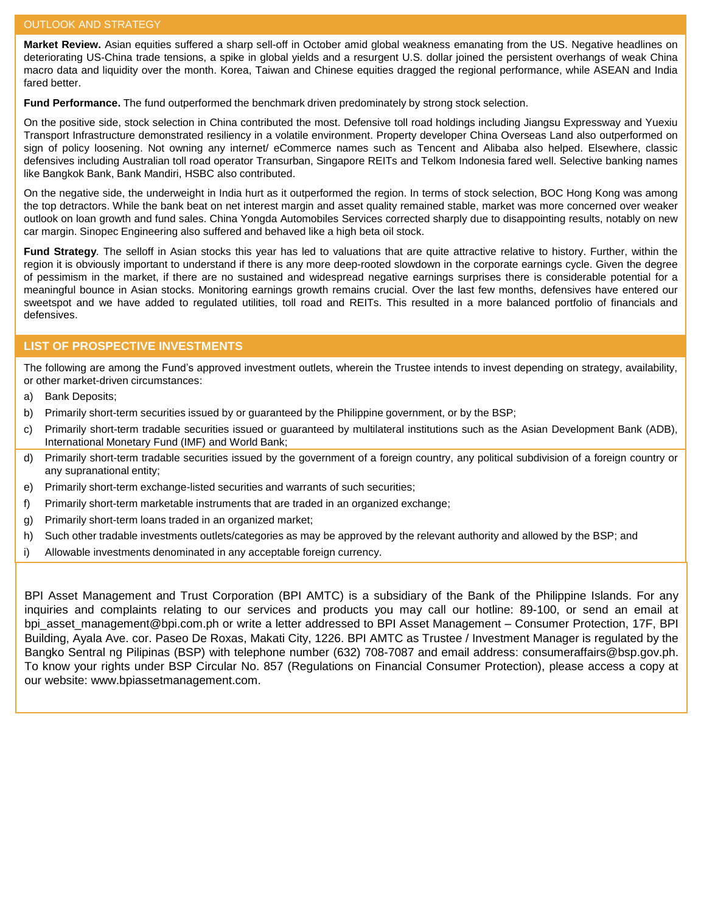## OUTLOOK AND STRATEGY

**Market Review.** Asian equities suffered a sharp sell-off in October amid global weakness emanating from the US. Negative headlines on deteriorating US-China trade tensions, a spike in global yields and a resurgent U.S. dollar joined the persistent overhangs of weak China macro data and liquidity over the month. Korea, Taiwan and Chinese equities dragged the regional performance, while ASEAN and India fared better.

**Fund Performance.** The fund outperformed the benchmark driven predominately by strong stock selection.

On the positive side, stock selection in China contributed the most. Defensive toll road holdings including Jiangsu Expressway and Yuexiu Transport Infrastructure demonstrated resiliency in a volatile environment. Property developer China Overseas Land also outperformed on sign of policy loosening. Not owning any internet/ eCommerce names such as Tencent and Alibaba also helped. Elsewhere, classic defensives including Australian toll road operator Transurban, Singapore REITs and Telkom Indonesia fared well. Selective banking names like Bangkok Bank, Bank Mandiri, HSBC also contributed.

On the negative side, the underweight in India hurt as it outperformed the region. In terms of stock selection, BOC Hong Kong was among the top detractors. While the bank beat on net interest margin and asset quality remained stable, market was more concerned over weaker outlook on loan growth and fund sales. China Yongda Automobiles Services corrected sharply due to disappointing results, notably on new car margin. Sinopec Engineering also suffered and behaved like a high beta oil stock.

**Fund Strategy**. The selloff in Asian stocks this year has led to valuations that are quite attractive relative to history. Further, within the region it is obviously important to understand if there is any more deep-rooted slowdown in the corporate earnings cycle. Given the degree of pessimism in the market, if there are no sustained and widespread negative earnings surprises there is considerable potential for a meaningful bounce in Asian stocks. Monitoring earnings growth remains crucial. Over the last few months, defensives have entered our sweetspot and we have added to regulated utilities, toll road and REITs. This resulted in a more balanced portfolio of financials and defensives.

## LIST OF PROSPECTIVE INVESTMENTS

The following are among the Fund's approved investment outlets, wherein the Trustee intends to invest depending on strategy, availability, or other market-driven circumstances:

a) Bank Deposits;
b) Primarily short-term securities issued by or guaranteed by the Philippine government, or by the BSP;
c) Primarily short-term tradable securities issued or guaranteed by multilateral institutions such as the Asian Development Bank (ADB), International Monetary Fund (IMF) and World Bank;
d) Primarily short-term tradable securities issued by the government of a foreign country, any political subdivision of a foreign country or any supranational entity;
e) Primarily short-term exchange-listed securities and warrants of such securities;
f) Primarily short-term marketable instruments that are traded in an organized exchange;
g) Primarily short-term loans traded in an organized market;
h) Such other tradable investments outlets/categories as may be approved by the relevant authority and allowed by the BSP; and
i) Allowable investments denominated in any acceptable foreign currency.

BPI Asset Management and Trust Corporation (BPI AMTC) is a subsidiary of the Bank of the Philippine Islands. For any inquiries and complaints relating to our services and products you may call our hotline: 89-100, or send an email at bpi_asset_management@bpi.com.ph or write a letter addressed to BPI Asset Management – Consumer Protection, 17F, BPI Building, Ayala Ave. cor. Paseo De Roxas, Makati City, 1226. BPI AMTC as Trustee / Investment Manager is regulated by the Bangko Sentral ng Pilipinas (BSP) with telephone number (632) 708-7087 and email address: consumeraffairs@bsp.gov.ph. To know your rights under BSP Circular No. 857 (Regulations on Financial Consumer Protection), please access a copy at our website: www.bpiassetmanagement.com.